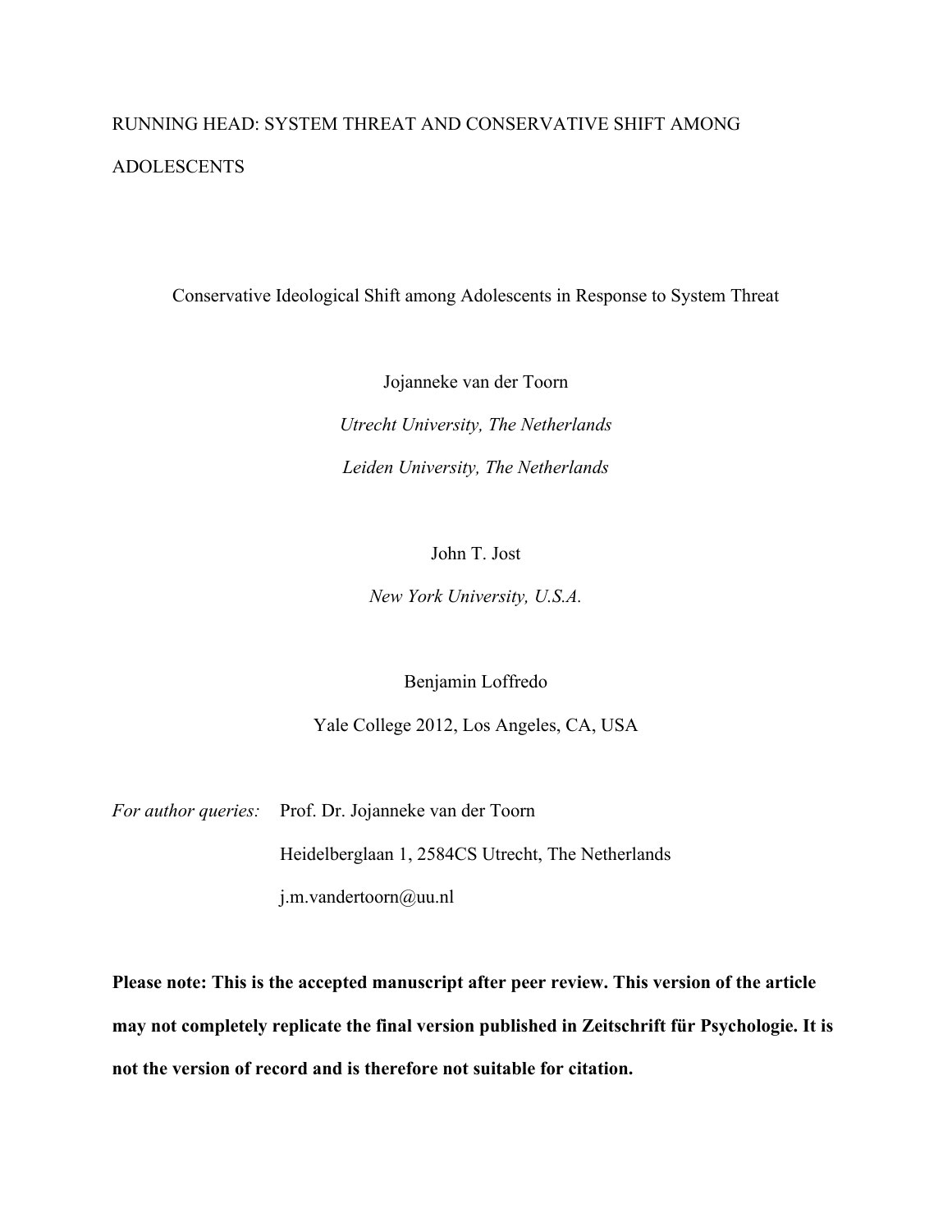RUNNING HEAD: SYSTEM THREAT AND CONSERVATIVE SHIFT AMONG ADOLESCENTS

# Conservative Ideological Shift among Adolescents in Response to System Threat

Jojanneke van der Toorn

*Utrecht University, The Netherlands*

*Leiden University, The Netherlands*

John T. Jost

*New York University, U.S.A.*

Benjamin Loffredo

Yale College 2012, Los Angeles, CA, USA

*For author queries:* Prof. Dr. Jojanneke van der Toorn

Heidelberglaan 1, 2584CS Utrecht, The Netherlands

j.m.vandertoorn@uu.nl

**Please note: This is the accepted manuscript after peer review. This version of the article may not completely replicate the final version published in Zeitschrift für Psychologie. It is not the version of record and is therefore not suitable for citation.**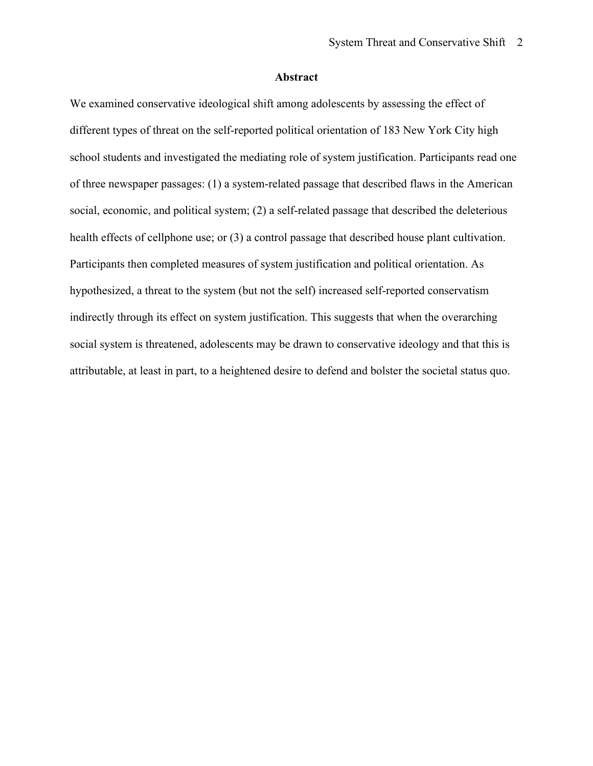## Abstract

We examined conservative ideological shift among adolescents by assessing the effect of different types of threat on the self-reported political orientation of 183 New York City high school students and investigated the mediating role of system justification. Participants read one of three newspaper passages: (1) a system-related passage that described flaws in the American social, economic, and political system; (2) a self-related passage that described the deleterious health effects of cellphone use; or (3) a control passage that described house plant cultivation. Participants then completed measures of system justification and political orientation. As hypothesized, a threat to the system (but not the self) increased self-reported conservatism indirectly through its effect on system justification. This suggests that when the overarching social system is threatened, adolescents may be drawn to conservative ideology and that this is attributable, at least in part, to a heightened desire to defend and bolster the societal status quo.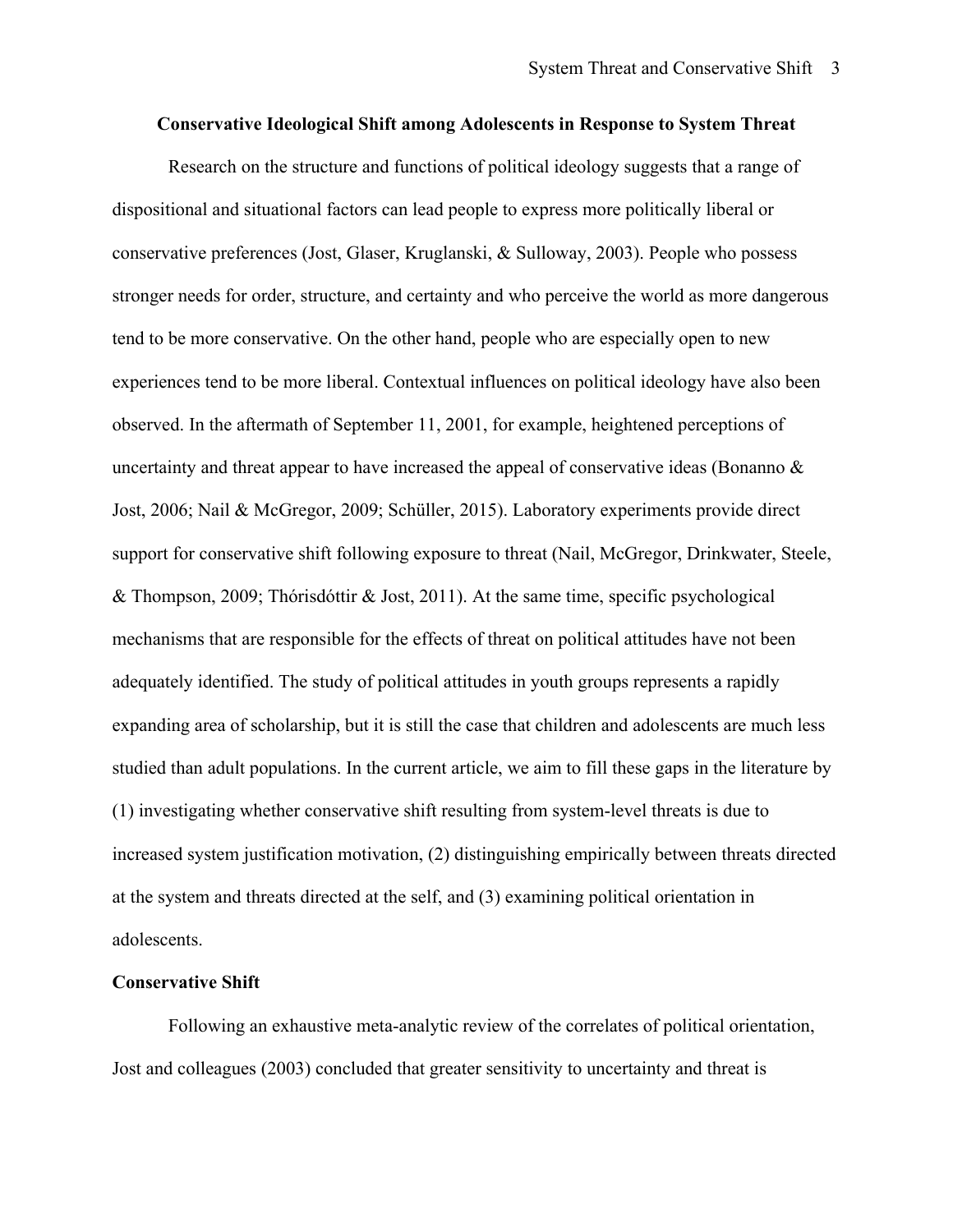# Conservative Ideological Shift among Adolescents in Response to System Threat

Research on the structure and functions of political ideology suggests that a range of dispositional and situational factors can lead people to express more politically liberal or conservative preferences (Jost, Glaser, Kruglanski, & Sulloway, 2003). People who possess stronger needs for order, structure, and certainty and who perceive the world as more dangerous tend to be more conservative. On the other hand, people who are especially open to new experiences tend to be more liberal. Contextual influences on political ideology have also been observed. In the aftermath of September 11, 2001, for example, heightened perceptions of uncertainty and threat appear to have increased the appeal of conservative ideas (Bonanno & Jost, 2006; Nail & McGregor, 2009; Schüller, 2015). Laboratory experiments provide direct support for conservative shift following exposure to threat (Nail, McGregor, Drinkwater, Steele, & Thompson, 2009; Thórisdóttir & Jost, 2011). At the same time, specific psychological mechanisms that are responsible for the effects of threat on political attitudes have not been adequately identified. The study of political attitudes in youth groups represents a rapidly expanding area of scholarship, but it is still the case that children and adolescents are much less studied than adult populations. In the current article, we aim to fill these gaps in the literature by (1) investigating whether conservative shift resulting from system-level threats is due to increased system justification motivation, (2) distinguishing empirically between threats directed at the system and threats directed at the self, and (3) examining political orientation in adolescents.

## Conservative Shift

Following an exhaustive meta-analytic review of the correlates of political orientation, Jost and colleagues (2003) concluded that greater sensitivity to uncertainty and threat is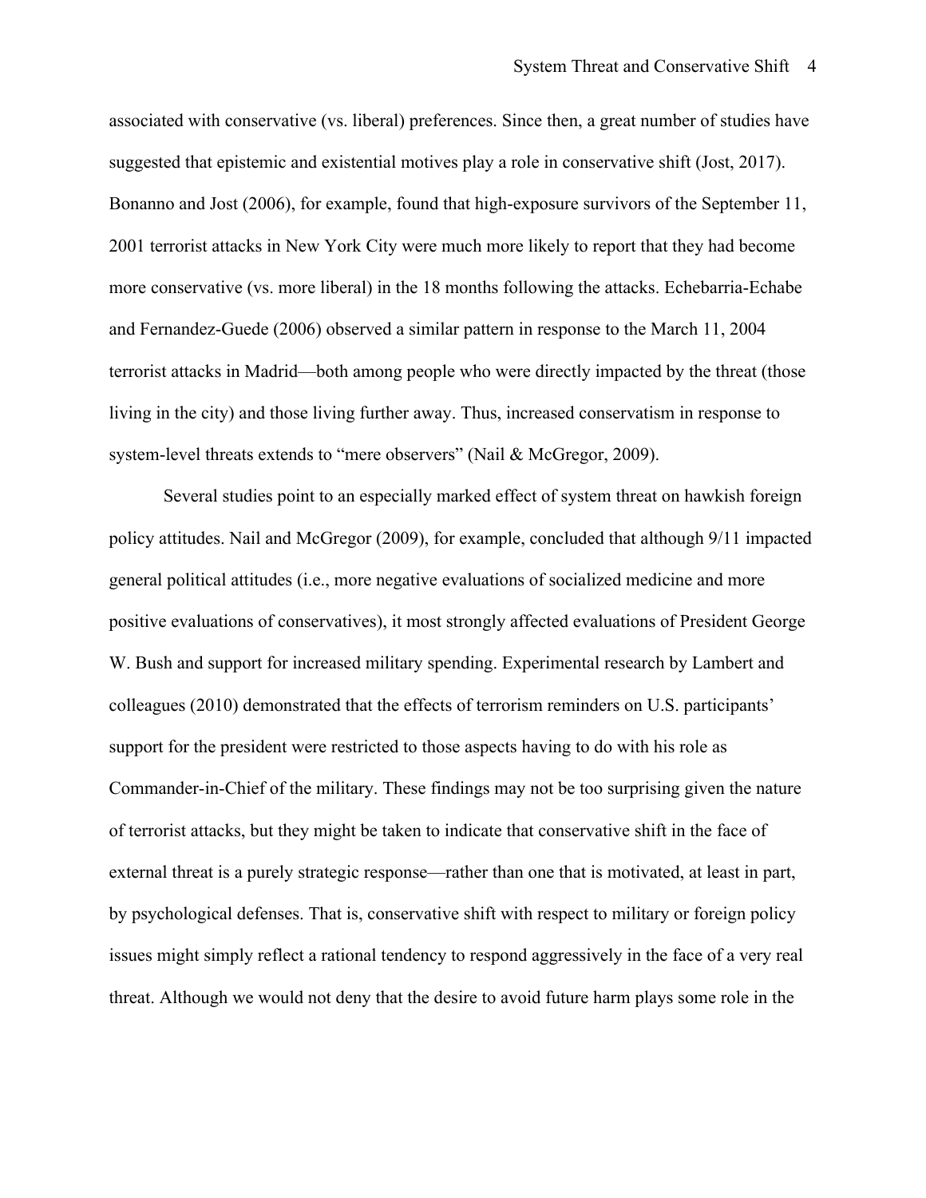associated with conservative (vs. liberal) preferences. Since then, a great number of studies have suggested that epistemic and existential motives play a role in conservative shift (Jost, 2017). Bonanno and Jost (2006), for example, found that high-exposure survivors of the September 11, 2001 terrorist attacks in New York City were much more likely to report that they had become more conservative (vs. more liberal) in the 18 months following the attacks. Echebarria-Echabe and Fernandez-Guede (2006) observed a similar pattern in response to the March 11, 2004 terrorist attacks in Madrid—both among people who were directly impacted by the threat (those living in the city) and those living further away. Thus, increased conservatism in response to system-level threats extends to "mere observers" (Nail & McGregor, 2009).

Several studies point to an especially marked effect of system threat on hawkish foreign policy attitudes. Nail and McGregor (2009), for example, concluded that although 9/11 impacted general political attitudes (i.e., more negative evaluations of socialized medicine and more positive evaluations of conservatives), it most strongly affected evaluations of President George W. Bush and support for increased military spending. Experimental research by Lambert and colleagues (2010) demonstrated that the effects of terrorism reminders on U.S. participants' support for the president were restricted to those aspects having to do with his role as Commander-in-Chief of the military. These findings may not be too surprising given the nature of terrorist attacks, but they might be taken to indicate that conservative shift in the face of external threat is a purely strategic response—rather than one that is motivated, at least in part, by psychological defenses. That is, conservative shift with respect to military or foreign policy issues might simply reflect a rational tendency to respond aggressively in the face of a very real threat. Although we would not deny that the desire to avoid future harm plays some role in the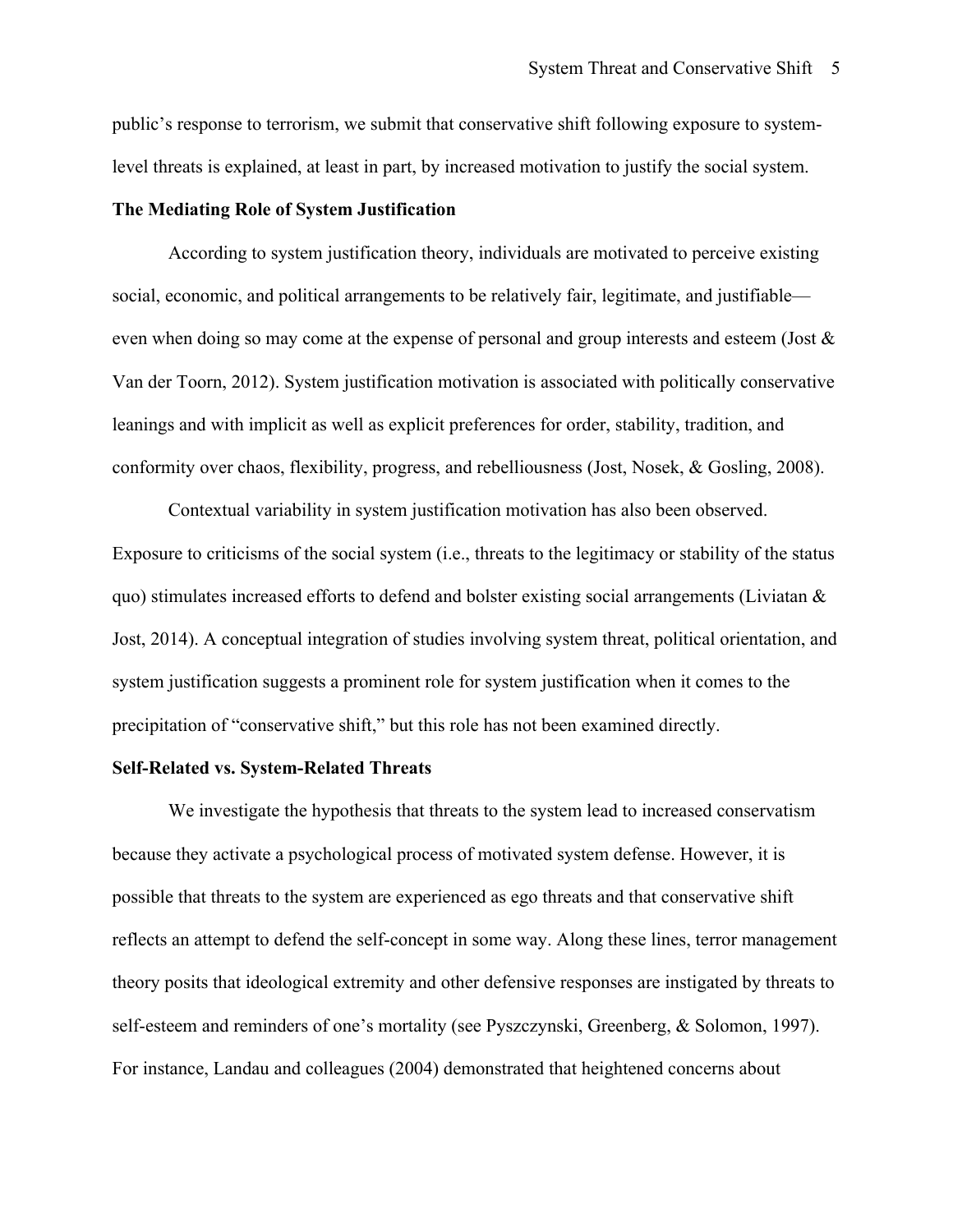public's response to terrorism, we submit that conservative shift following exposure to system-level threats is explained, at least in part, by increased motivation to justify the social system.

**The Mediating Role of System Justification**

According to system justification theory, individuals are motivated to perceive existing social, economic, and political arrangements to be relatively fair, legitimate, and justifiable—even when doing so may come at the expense of personal and group interests and esteem (Jost & Van der Toorn, 2012). System justification motivation is associated with politically conservative leanings and with implicit as well as explicit preferences for order, stability, tradition, and conformity over chaos, flexibility, progress, and rebelliousness (Jost, Nosek, & Gosling, 2008).

Contextual variability in system justification motivation has also been observed. Exposure to criticisms of the social system (i.e., threats to the legitimacy or stability of the status quo) stimulates increased efforts to defend and bolster existing social arrangements (Liviatan & Jost, 2014). A conceptual integration of studies involving system threat, political orientation, and system justification suggests a prominent role for system justification when it comes to the precipitation of "conservative shift," but this role has not been examined directly.

**Self-Related vs. System-Related Threats**

We investigate the hypothesis that threats to the system lead to increased conservatism because they activate a psychological process of motivated system defense. However, it is possible that threats to the system are experienced as ego threats and that conservative shift reflects an attempt to defend the self-concept in some way. Along these lines, terror management theory posits that ideological extremity and other defensive responses are instigated by threats to self-esteem and reminders of one's mortality (see Pyszczynski, Greenberg, & Solomon, 1997). For instance, Landau and colleagues (2004) demonstrated that heightened concerns about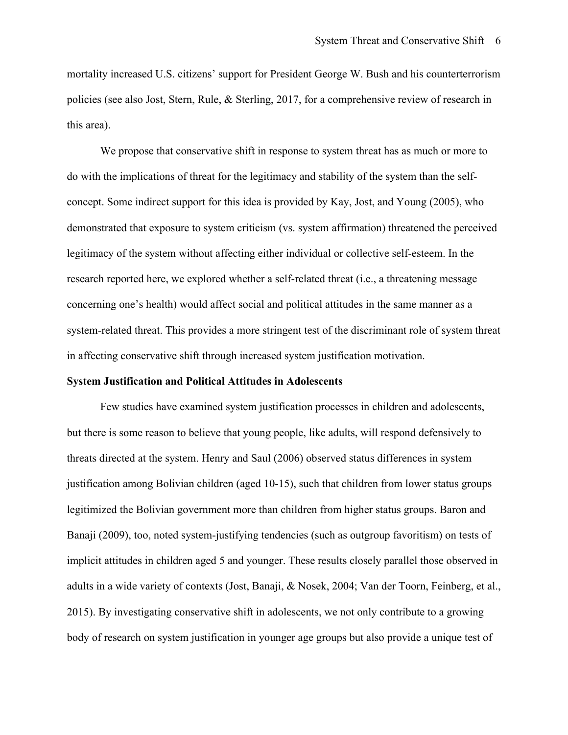mortality increased U.S. citizens' support for President George W. Bush and his counterterrorism policies (see also Jost, Stern, Rule, & Sterling, 2017, for a comprehensive review of research in this area).

We propose that conservative shift in response to system threat has as much or more to do with the implications of threat for the legitimacy and stability of the system than the self-concept. Some indirect support for this idea is provided by Kay, Jost, and Young (2005), who demonstrated that exposure to system criticism (vs. system affirmation) threatened the perceived legitimacy of the system without affecting either individual or collective self-esteem. In the research reported here, we explored whether a self-related threat (i.e., a threatening message concerning one's health) would affect social and political attitudes in the same manner as a system-related threat. This provides a more stringent test of the discriminant role of system threat in affecting conservative shift through increased system justification motivation.

## System Justification and Political Attitudes in Adolescents

Few studies have examined system justification processes in children and adolescents, but there is some reason to believe that young people, like adults, will respond defensively to threats directed at the system. Henry and Saul (2006) observed status differences in system justification among Bolivian children (aged 10-15), such that children from lower status groups legitimized the Bolivian government more than children from higher status groups. Baron and Banaji (2009), too, noted system-justifying tendencies (such as outgroup favoritism) on tests of implicit attitudes in children aged 5 and younger. These results closely parallel those observed in adults in a wide variety of contexts (Jost, Banaji, & Nosek, 2004; Van der Toorn, Feinberg, et al., 2015). By investigating conservative shift in adolescents, we not only contribute to a growing body of research on system justification in younger age groups but also provide a unique test of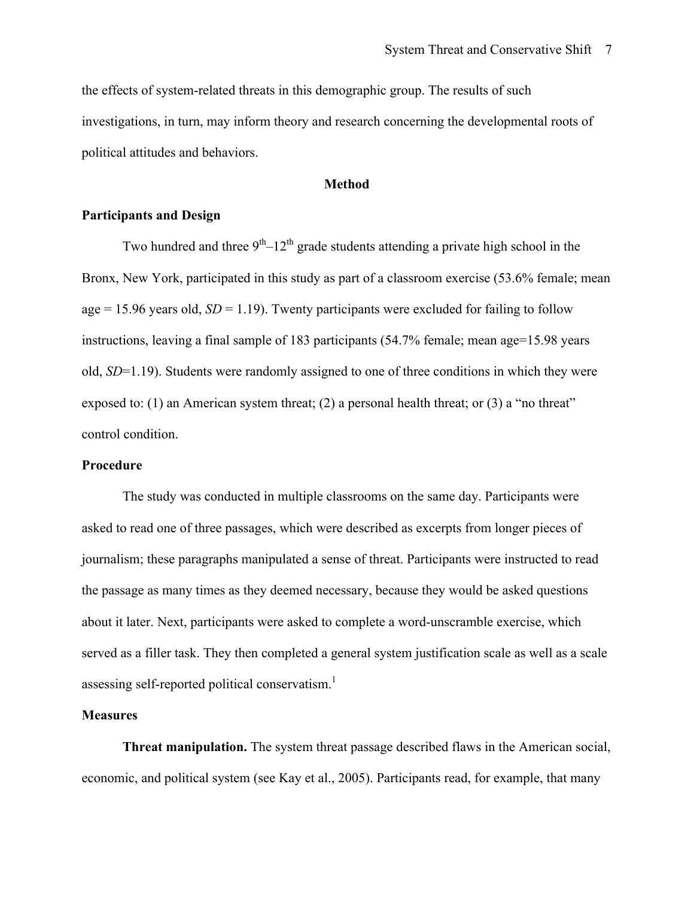the effects of system-related threats in this demographic group. The results of such investigations, in turn, may inform theory and research concerning the developmental roots of political attitudes and behaviors.

## Method

### Participants and Design

Two hundred and three 9th–12th grade students attending a private high school in the Bronx, New York, participated in this study as part of a classroom exercise (53.6% female; mean age = 15.96 years old, *SD* = 1.19). Twenty participants were excluded for failing to follow instructions, leaving a final sample of 183 participants (54.7% female; mean age=15.98 years old, *SD*=1.19). Students were randomly assigned to one of three conditions in which they were exposed to: (1) an American system threat; (2) a personal health threat; or (3) a "no threat" control condition.

### Procedure

The study was conducted in multiple classrooms on the same day. Participants were asked to read one of three passages, which were described as excerpts from longer pieces of journalism; these paragraphs manipulated a sense of threat. Participants were instructed to read the passage as many times as they deemed necessary, because they would be asked questions about it later. Next, participants were asked to complete a word-unscramble exercise, which served as a filler task. They then completed a general system justification scale as well as a scale assessing self-reported political conservatism.[1]

### Measures

**Threat manipulation.** The system threat passage described flaws in the American social, economic, and political system (see Kay et al., 2005). Participants read, for example, that many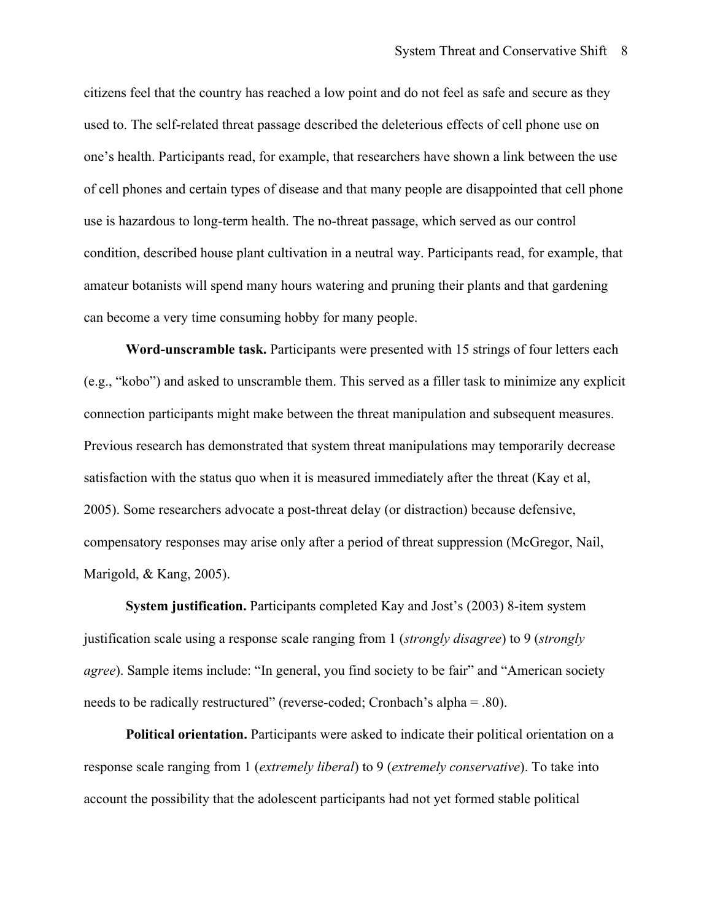citizens feel that the country has reached a low point and do not feel as safe and secure as they used to. The self-related threat passage described the deleterious effects of cell phone use on one's health. Participants read, for example, that researchers have shown a link between the use of cell phones and certain types of disease and that many people are disappointed that cell phone use is hazardous to long-term health. The no-threat passage, which served as our control condition, described house plant cultivation in a neutral way. Participants read, for example, that amateur botanists will spend many hours watering and pruning their plants and that gardening can become a very time consuming hobby for many people.

**Word-unscramble task.** Participants were presented with 15 strings of four letters each (e.g., "kobo") and asked to unscramble them. This served as a filler task to minimize any explicit connection participants might make between the threat manipulation and subsequent measures. Previous research has demonstrated that system threat manipulations may temporarily decrease satisfaction with the status quo when it is measured immediately after the threat (Kay et al, 2005). Some researchers advocate a post-threat delay (or distraction) because defensive, compensatory responses may arise only after a period of threat suppression (McGregor, Nail, Marigold, & Kang, 2005).

**System justification.** Participants completed Kay and Jost's (2003) 8-item system justification scale using a response scale ranging from 1 (*strongly disagree*) to 9 (*strongly agree*). Sample items include: "In general, you find society to be fair" and "American society needs to be radically restructured" (reverse-coded; Cronbach's alpha = .80).

**Political orientation.** Participants were asked to indicate their political orientation on a response scale ranging from 1 (*extremely liberal*) to 9 (*extremely conservative*). To take into account the possibility that the adolescent participants had not yet formed stable political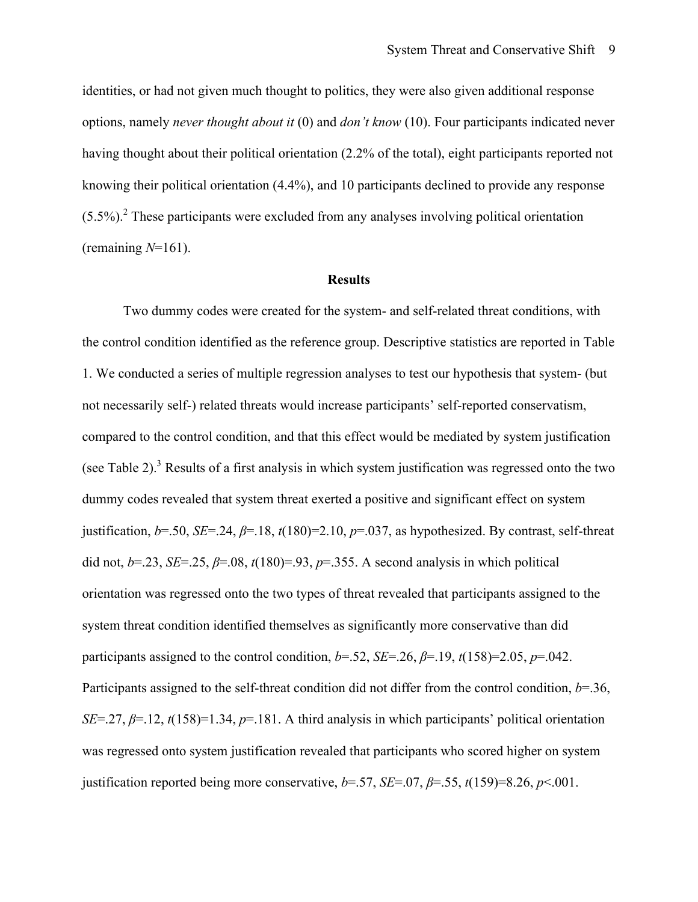identities, or had not given much thought to politics, they were also given additional response options, namely *never thought about it* (0) and *don't know* (10). Four participants indicated never having thought about their political orientation (2.2% of the total), eight participants reported not knowing their political orientation (4.4%), and 10 participants declined to provide any response (5.5%).[2] These participants were excluded from any analyses involving political orientation (remaining $N$=161).

## Results

Two dummy codes were created for the system- and self-related threat conditions, with the control condition identified as the reference group. Descriptive statistics are reported in Table 1. We conducted a series of multiple regression analyses to test our hypothesis that system- (but not necessarily self-) related threats would increase participants' self-reported conservatism, compared to the control condition, and that this effect would be mediated by system justification (see Table 2).[3] Results of a first analysis in which system justification was regressed onto the two dummy codes revealed that system threat exerted a positive and significant effect on system justification, $b$=.50, $SE$=.24, $\beta$=.18, $t(180)$=2.10, $p$=.037, as hypothesized. By contrast, self-threat did not, $b$=.23, $SE$=.25, $\beta$=.08, $t(180)$=.93, $p$=.355. A second analysis in which political orientation was regressed onto the two types of threat revealed that participants assigned to the system threat condition identified themselves as significantly more conservative than did participants assigned to the control condition, $b$=.52, $SE$=.26, $\beta$=.19, $t(158)$=2.05, $p$=.042. Participants assigned to the self-threat condition did not differ from the control condition, $b$=.36, $SE$=.27, $\beta$=.12, $t(158)$=1.34, $p$=.181. A third analysis in which participants' political orientation was regressed onto system justification revealed that participants who scored higher on system justification reported being more conservative, $b$=.57, $SE$=.07, $\beta$=.55, $t(159)$=8.26, $p$<.001.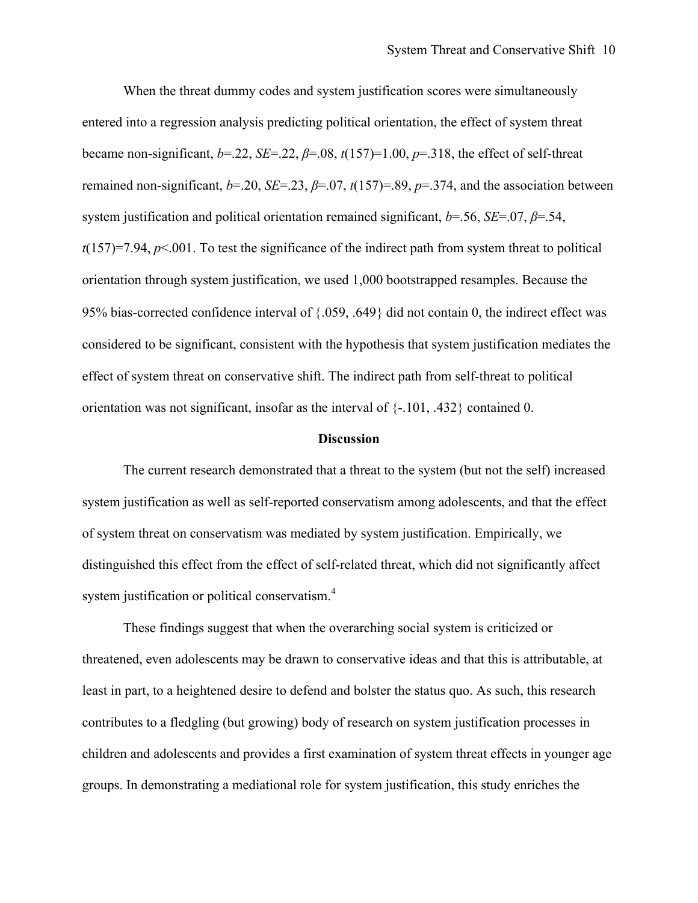When the threat dummy codes and system justification scores were simultaneously entered into a regression analysis predicting political orientation, the effect of system threat became non-significant, $b$=.22, $SE$=.22, $\beta$=.08, $t(157)$=1.00, $p$=.318, the effect of self-threat remained non-significant, $b$=.20, $SE$=.23, $\beta$=.07, $t(157)$=.89, $p$=.374, and the association between system justification and political orientation remained significant, $b$=.56, $SE$=.07, $\beta$=.54, $t(157)$=7.94, $p$<.001. To test the significance of the indirect path from system threat to political orientation through system justification, we used 1,000 bootstrapped resamples. Because the 95% bias-corrected confidence interval of {.059, .649} did not contain 0, the indirect effect was considered to be significant, consistent with the hypothesis that system justification mediates the effect of system threat on conservative shift. The indirect path from self-threat to political orientation was not significant, insofar as the interval of {-.101, .432} contained 0.

## Discussion

The current research demonstrated that a threat to the system (but not the self) increased system justification as well as self-reported conservatism among adolescents, and that the effect of system threat on conservatism was mediated by system justification. Empirically, we distinguished this effect from the effect of self-related threat, which did not significantly affect system justification or political conservatism.[4]

These findings suggest that when the overarching social system is criticized or threatened, even adolescents may be drawn to conservative ideas and that this is attributable, at least in part, to a heightened desire to defend and bolster the status quo. As such, this research contributes to a fledgling (but growing) body of research on system justification processes in children and adolescents and provides a first examination of system threat effects in younger age groups. In demonstrating a mediational role for system justification, this study enriches the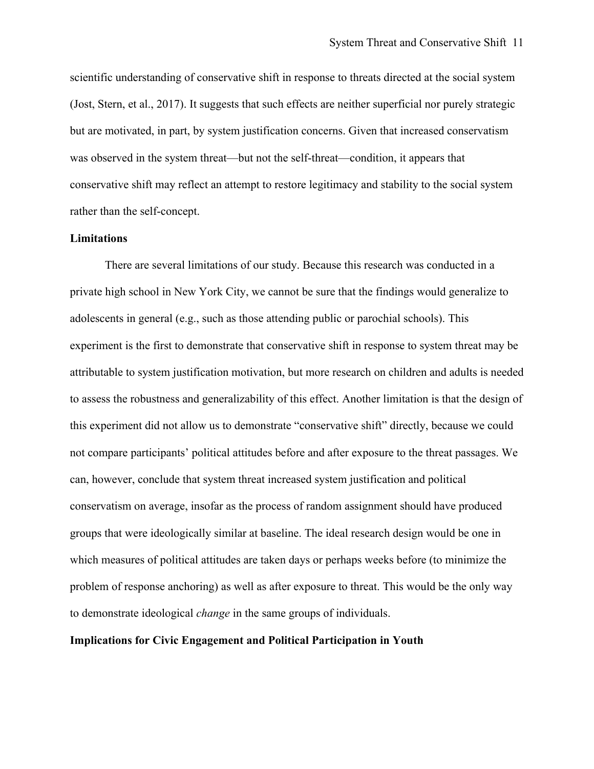scientific understanding of conservative shift in response to threats directed at the social system (Jost, Stern, et al., 2017). It suggests that such effects are neither superficial nor purely strategic but are motivated, in part, by system justification concerns. Given that increased conservatism was observed in the system threat—but not the self-threat—condition, it appears that conservative shift may reflect an attempt to restore legitimacy and stability to the social system rather than the self-concept.

**Limitations**

There are several limitations of our study. Because this research was conducted in a private high school in New York City, we cannot be sure that the findings would generalize to adolescents in general (e.g., such as those attending public or parochial schools). This experiment is the first to demonstrate that conservative shift in response to system threat may be attributable to system justification motivation, but more research on children and adults is needed to assess the robustness and generalizability of this effect. Another limitation is that the design of this experiment did not allow us to demonstrate "conservative shift" directly, because we could not compare participants' political attitudes before and after exposure to the threat passages. We can, however, conclude that system threat increased system justification and political conservatism on average, insofar as the process of random assignment should have produced groups that were ideologically similar at baseline. The ideal research design would be one in which measures of political attitudes are taken days or perhaps weeks before (to minimize the problem of response anchoring) as well as after exposure to threat. This would be the only way to demonstrate ideological *change* in the same groups of individuals.

**Implications for Civic Engagement and Political Participation in Youth**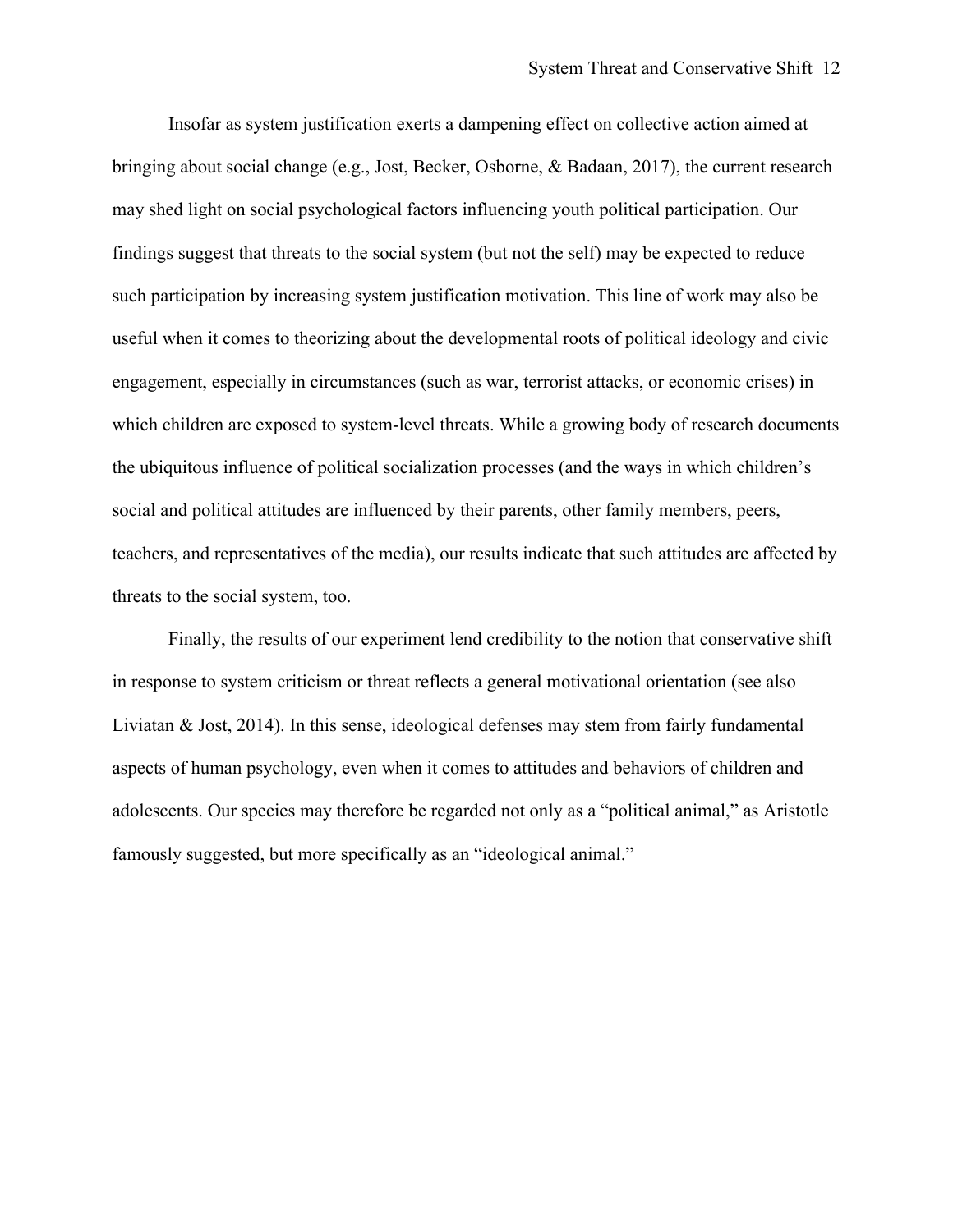Insofar as system justification exerts a dampening effect on collective action aimed at bringing about social change (e.g., Jost, Becker, Osborne, & Badaan, 2017), the current research may shed light on social psychological factors influencing youth political participation. Our findings suggest that threats to the social system (but not the self) may be expected to reduce such participation by increasing system justification motivation. This line of work may also be useful when it comes to theorizing about the developmental roots of political ideology and civic engagement, especially in circumstances (such as war, terrorist attacks, or economic crises) in which children are exposed to system-level threats. While a growing body of research documents the ubiquitous influence of political socialization processes (and the ways in which children's social and political attitudes are influenced by their parents, other family members, peers, teachers, and representatives of the media), our results indicate that such attitudes are affected by threats to the social system, too.

Finally, the results of our experiment lend credibility to the notion that conservative shift in response to system criticism or threat reflects a general motivational orientation (see also Liviatan & Jost, 2014). In this sense, ideological defenses may stem from fairly fundamental aspects of human psychology, even when it comes to attitudes and behaviors of children and adolescents. Our species may therefore be regarded not only as a "political animal," as Aristotle famously suggested, but more specifically as an "ideological animal."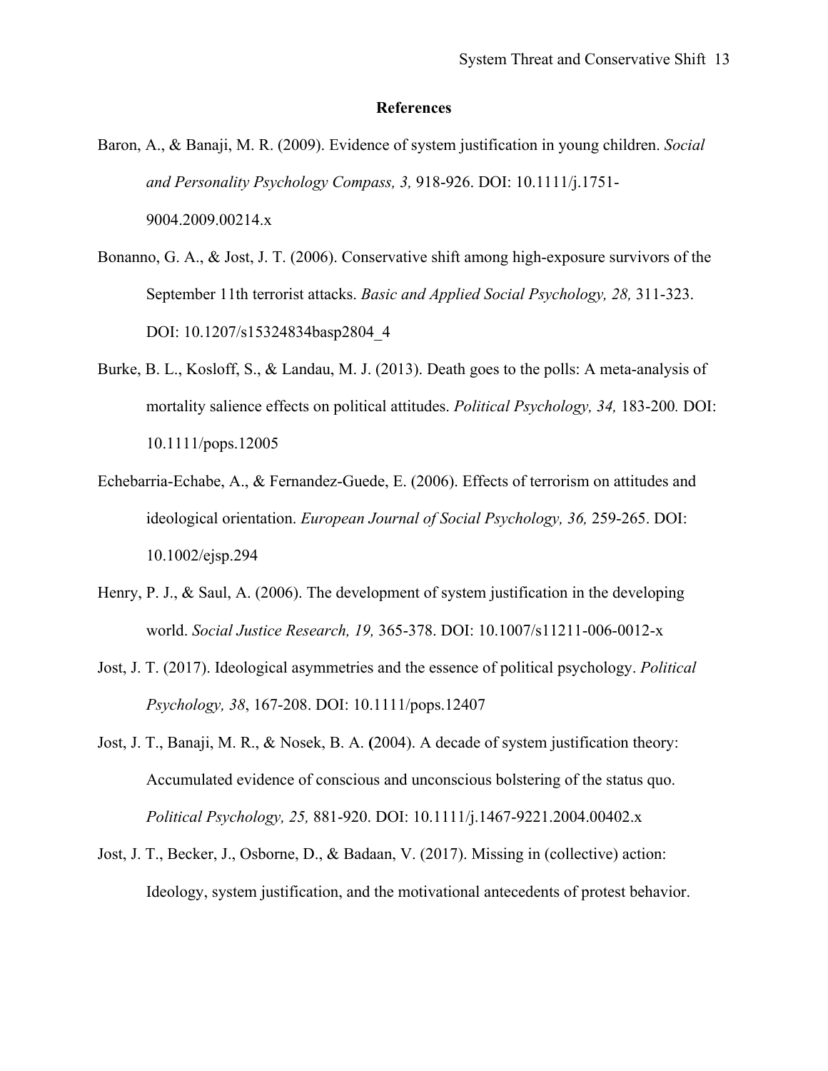# References

Baron, A., & Banaji, M. R. (2009). Evidence of system justification in young children. *Social and Personality Psychology Compass, 3,* 918-926. DOI: 10.1111/j.1751-9004.2009.00214.x

Bonanno, G. A., & Jost, J. T. (2006). Conservative shift among high-exposure survivors of the September 11th terrorist attacks. *Basic and Applied Social Psychology, 28,* 311-323. DOI: 10.1207/s15324834basp2804_4

Burke, B. L., Kosloff, S., & Landau, M. J. (2013). Death goes to the polls: A meta-analysis of mortality salience effects on political attitudes. *Political Psychology, 34,* 183-200*.* DOI: 10.1111/pops.12005

Echebarria-Echabe, A., & Fernandez-Guede, E. (2006). Effects of terrorism on attitudes and ideological orientation. *European Journal of Social Psychology, 36,* 259-265. DOI: 10.1002/ejsp.294

Henry, P. J., & Saul, A. (2006). The development of system justification in the developing world. *Social Justice Research, 19,* 365-378. DOI: 10.1007/s11211-006-0012-x

Jost, J. T. (2017). Ideological asymmetries and the essence of political psychology. *Political Psychology, 38*, 167-208. DOI: 10.1111/pops.12407

Jost, J. T., Banaji, M. R., & Nosek, B. A. **(**2004). A decade of system justification theory: Accumulated evidence of conscious and unconscious bolstering of the status quo. *Political Psychology, 25,* 881-920. DOI: 10.1111/j.1467-9221.2004.00402.x

Jost, J. T., Becker, J., Osborne, D., & Badaan, V. (2017). Missing in (collective) action: Ideology, system justification, and the motivational antecedents of protest behavior.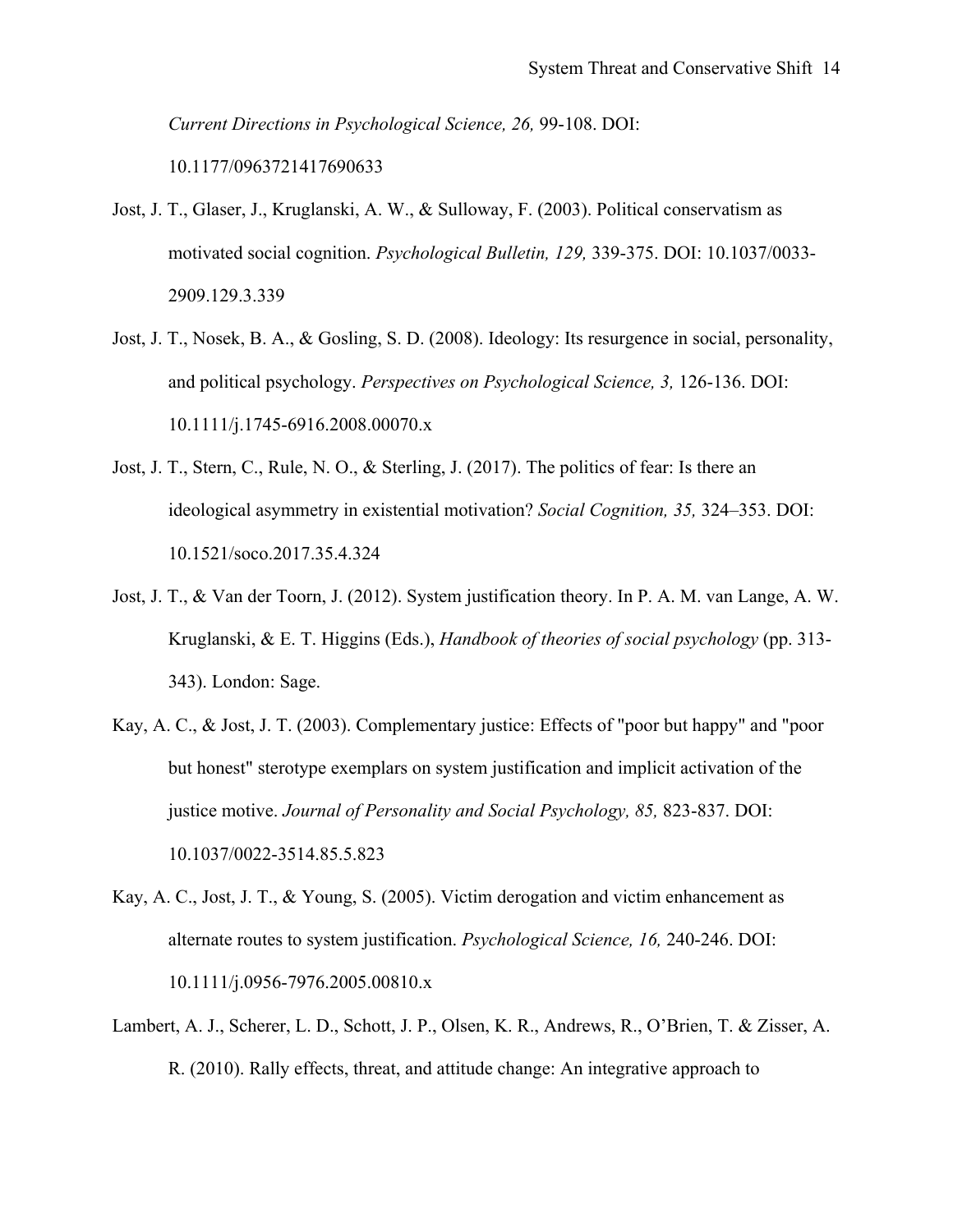*Current Directions in Psychological Science, 26,* 99-108. DOI: 10.1177/0963721417690633

Jost, J. T., Glaser, J., Kruglanski, A. W., & Sulloway, F. (2003). Political conservatism as motivated social cognition. *Psychological Bulletin, 129,* 339-375. DOI: 10.1037/0033-2909.129.3.339

Jost, J. T., Nosek, B. A., & Gosling, S. D. (2008). Ideology: Its resurgence in social, personality, and political psychology. *Perspectives on Psychological Science, 3,* 126-136. DOI: 10.1111/j.1745-6916.2008.00070.x

Jost, J. T., Stern, C., Rule, N. O., & Sterling, J. (2017). The politics of fear: Is there an ideological asymmetry in existential motivation? *Social Cognition, 35,* 324–353. DOI: 10.1521/soco.2017.35.4.324

Jost, J. T., & Van der Toorn, J. (2012). System justification theory. In P. A. M. van Lange, A. W. Kruglanski, & E. T. Higgins (Eds.), *Handbook of theories of social psychology* (pp. 313-343). London: Sage.

Kay, A. C., & Jost, J. T. (2003). Complementary justice: Effects of "poor but happy" and "poor but honest" sterotype exemplars on system justification and implicit activation of the justice motive. *Journal of Personality and Social Psychology, 85,* 823-837. DOI: 10.1037/0022-3514.85.5.823

Kay, A. C., Jost, J. T., & Young, S. (2005). Victim derogation and victim enhancement as alternate routes to system justification. *Psychological Science, 16,* 240-246. DOI: 10.1111/j.0956-7976.2005.00810.x

Lambert, A. J., Scherer, L. D., Schott, J. P., Olsen, K. R., Andrews, R., O'Brien, T. & Zisser, A. R. (2010). Rally effects, threat, and attitude change: An integrative approach to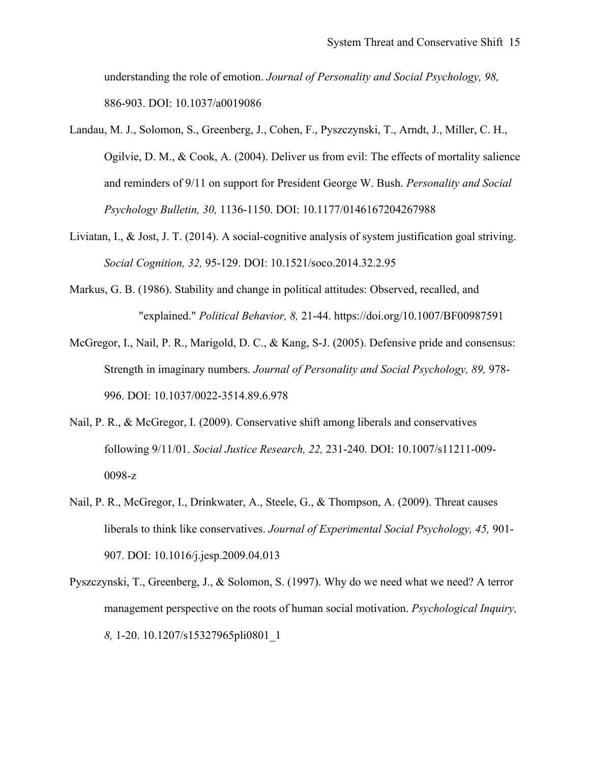understanding the role of emotion. *Journal of Personality and Social Psychology, 98,* 886-903. DOI: 10.1037/a0019086

Landau, M. J., Solomon, S., Greenberg, J., Cohen, F., Pyszczynski, T., Arndt, J., Miller, C. H., Ogilvie, D. M., & Cook, A. (2004). Deliver us from evil: The effects of mortality salience and reminders of 9/11 on support for President George W. Bush. *Personality and Social Psychology Bulletin, 30,* 1136-1150. DOI: 10.1177/0146167204267988

Liviatan, I., & Jost, J. T. (2014). A social-cognitive analysis of system justification goal striving. *Social Cognition, 32,* 95-129. DOI: 10.1521/soco.2014.32.2.95

Markus, G. B. (1986). Stability and change in political attitudes: Observed, recalled, and "explained." *Political Behavior, 8,* 21-44. https://doi.org/10.1007/BF00987591

McGregor, I., Nail, P. R., Marigold, D. C., & Kang, S-J. (2005). Defensive pride and consensus: Strength in imaginary numbers. *Journal of Personality and Social Psychology, 89,* 978-996. DOI: 10.1037/0022-3514.89.6.978

Nail, P. R., & McGregor, I. (2009). Conservative shift among liberals and conservatives following 9/11/01. *Social Justice Research, 22,* 231-240. DOI: 10.1007/s11211-009-0098-z

Nail, P. R., McGregor, I., Drinkwater, A., Steele, G., & Thompson, A. (2009). Threat causes liberals to think like conservatives. *Journal of Experimental Social Psychology, 45,* 901-907. DOI: 10.1016/j.jesp.2009.04.013

Pyszczynski, T., Greenberg, J., & Solomon, S. (1997). Why do we need what we need? A terror management perspective on the roots of human social motivation. *Psychological Inquiry, 8,* 1-20. 10.1207/s15327965pli0801_1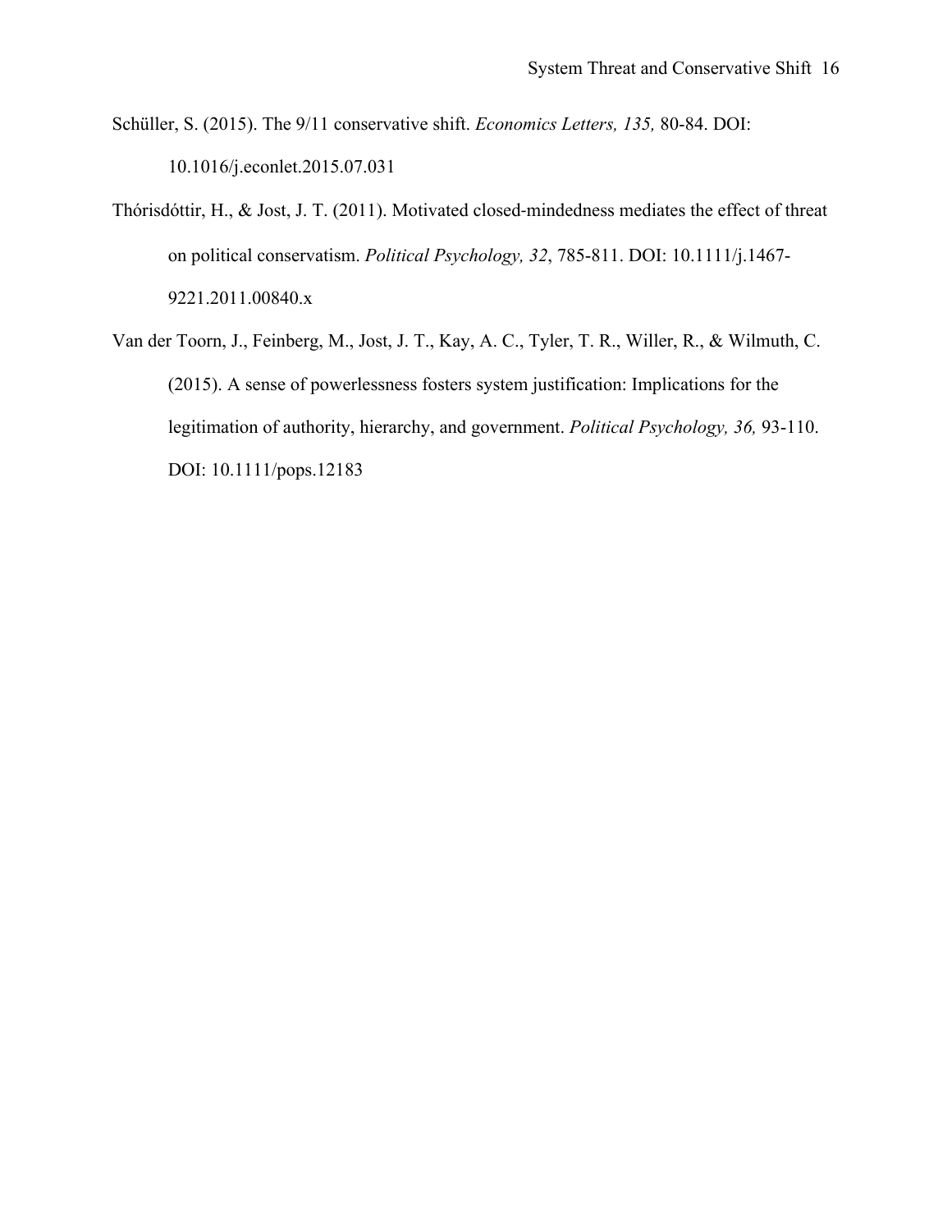Schüller, S. (2015). The 9/11 conservative shift. *Economics Letters, 135,* 80-84. DOI: 10.1016/j.econlet.2015.07.031

Thórisdóttir, H., & Jost, J. T. (2011). Motivated closed-mindedness mediates the effect of threat on political conservatism. *Political Psychology, 32*, 785-811. DOI: 10.1111/j.1467-9221.2011.00840.x

Van der Toorn, J., Feinberg, M., Jost, J. T., Kay, A. C., Tyler, T. R., Willer, R., & Wilmuth, C. (2015). A sense of powerlessness fosters system justification: Implications for the legitimation of authority, hierarchy, and government. *Political Psychology, 36,* 93-110. DOI: 10.1111/pops.12183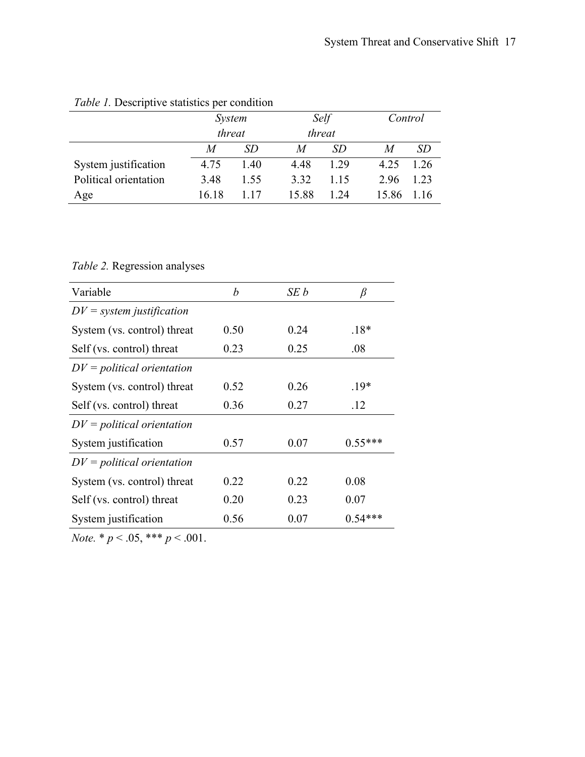*Table 1.* Descriptive statistics per condition

| | *System threat* | | *Self threat* | | *Control* | |
|---|---|---|---|---|---|---|
| | *M* | *SD* | *M* | *SD* | *M* | *SD* |
| System justification | 4.75 | 1.40 | 4.48 | 1.29 | 4.25 | 1.26 |
| Political orientation | 3.48 | 1.55 | 3.32 | 1.15 | 2.96 | 1.23 |
| Age | 16.18 | 1.17 | 15.88 | 1.24 | 15.86 | 1.16 |

*Table 2.* Regression analyses

| Variable | *b* | *SE b* | *β* |
|---|---|---|---|
| *DV = system justification* | | | |
| System (vs. control) threat | 0.50 | 0.24 | .18* |
| Self (vs. control) threat | 0.23 | 0.25 | .08 |
| *DV = political orientation* | | | |
| System (vs. control) threat | 0.52 | 0.26 | .19* |
| Self (vs. control) threat | 0.36 | 0.27 | .12 |
| *DV = political orientation* | | | |
| System justification | 0.57 | 0.07 | 0.55*** |
| *DV = political orientation* | | | |
| System (vs. control) threat | 0.22 | 0.22 | 0.08 |
| Self (vs. control) threat | 0.20 | 0.23 | 0.07 |
| System justification | 0.56 | 0.07 | 0.54*** |

*Note.* * $p < .05$, *** $p < .001$.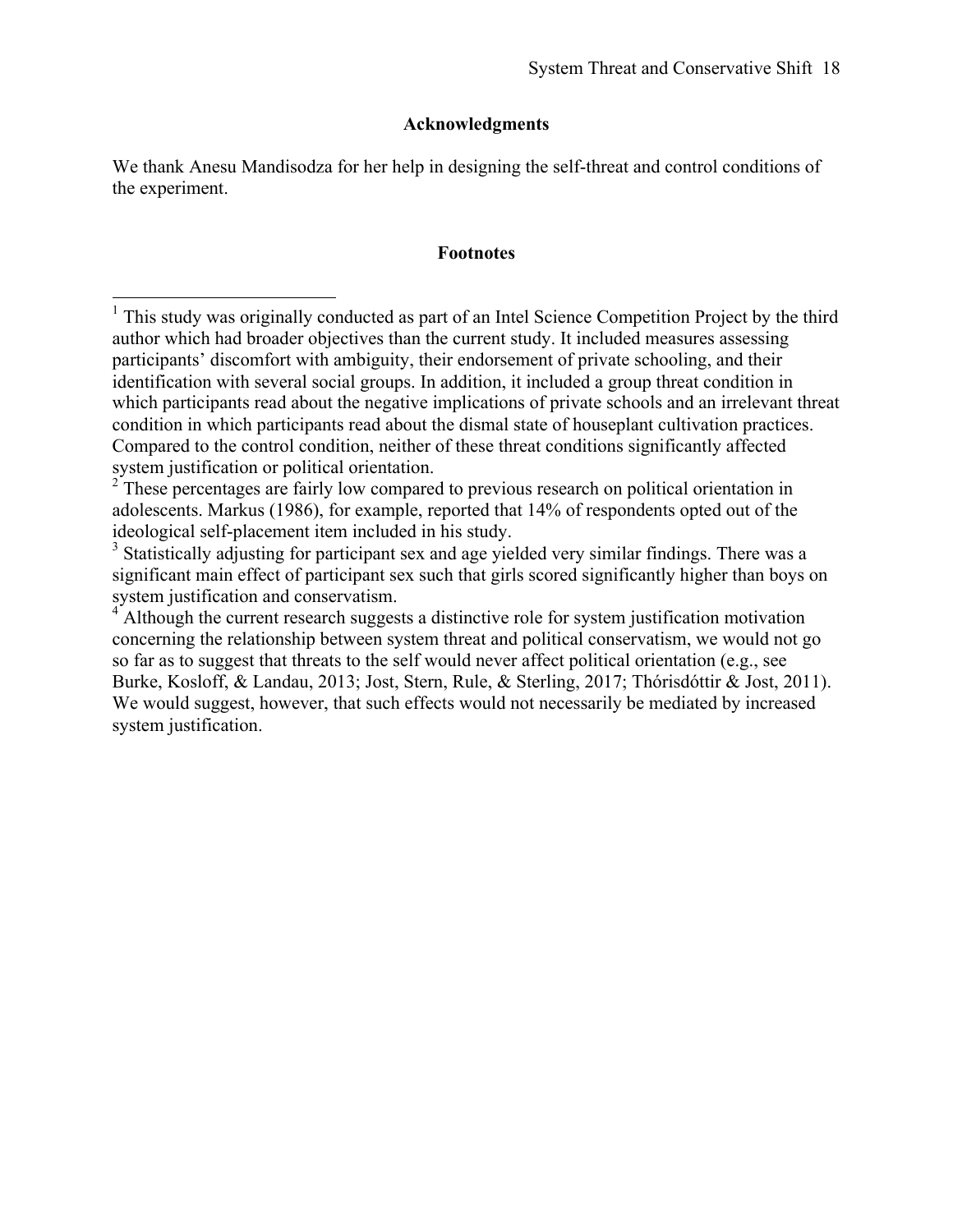## Acknowledgments

We thank Anesu Mandisodza for her help in designing the self-threat and control conditions of the experiment.

## Footnotes

[1] This study was originally conducted as part of an Intel Science Competition Project by the third author which had broader objectives than the current study. It included measures assessing participants' discomfort with ambiguity, their endorsement of private schooling, and their identification with several social groups. In addition, it included a group threat condition in which participants read about the negative implications of private schools and an irrelevant threat condition in which participants read about the dismal state of houseplant cultivation practices. Compared to the control condition, neither of these threat conditions significantly affected system justification or political orientation.

[2] These percentages are fairly low compared to previous research on political orientation in adolescents. Markus (1986), for example, reported that 14% of respondents opted out of the ideological self-placement item included in his study.

[3] Statistically adjusting for participant sex and age yielded very similar findings. There was a significant main effect of participant sex such that girls scored significantly higher than boys on system justification and conservatism.

[4] Although the current research suggests a distinctive role for system justification motivation concerning the relationship between system threat and political conservatism, we would not go so far as to suggest that threats to the self would never affect political orientation (e.g., see Burke, Kosloff, & Landau, 2013; Jost, Stern, Rule, & Sterling, 2017; Thórisdóttir & Jost, 2011). We would suggest, however, that such effects would not necessarily be mediated by increased system justification.